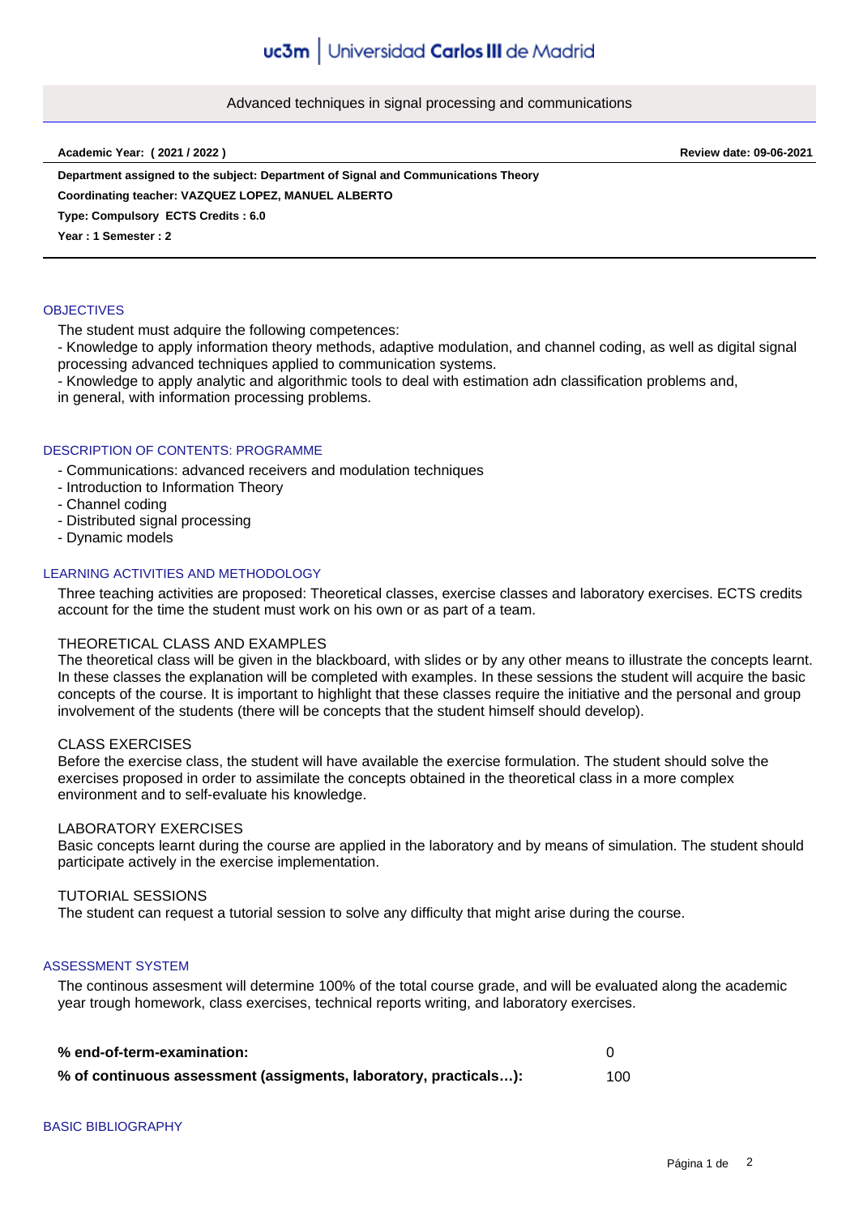# Advanced techniques in signal processing and communications

**Academic Year: ( 2021 / 2022 )** **Review date: 09-06-2021**

**Department assigned to the subject: Department of Signal and Communications Theory**

**Coordinating teacher: VAZQUEZ LOPEZ, MANUEL ALBERTO**

**Type: Compulsory ECTS Credits : 6.0**

**Year : 1 Semester : 2**

## OBJECTIVES

The student must adquire the following competences:

- Knowledge to apply information theory methods, adaptive modulation, and channel coding, as well as digital signal processing advanced techniques applied to communication systems.
- Knowledge to apply analytic and algorithmic tools to deal with estimation adn classification problems and, in general, with information processing problems.

## DESCRIPTION OF CONTENTS: PROGRAMME

- Communications: advanced receivers and modulation techniques
- Introduction to Information Theory
- Channel coding
- Distributed signal processing
- Dynamic models

## LEARNING ACTIVITIES AND METHODOLOGY

Three teaching activities are proposed: Theoretical classes, exercise classes and laboratory exercises. ECTS credits account for the time the student must work on his own or as part of a team.

THEORETICAL CLASS AND EXAMPLES
The theoretical class will be given in the blackboard, with slides or by any other means to illustrate the concepts learnt. In these classes the explanation will be completed with examples. In these sessions the student will acquire the basic concepts of the course. It is important to highlight that these classes require the initiative and the personal and group involvement of the students (there will be concepts that the student himself should develop).

CLASS EXERCISES
Before the exercise class, the student will have available the exercise formulation. The student should solve the exercises proposed in order to assimilate the concepts obtained in the theoretical class in a more complex environment and to self-evaluate his knowledge.

LABORATORY EXERCISES
Basic concepts learnt during the course are applied in the laboratory and by means of simulation. The student should participate actively in the exercise implementation.

TUTORIAL SESSIONS
The student can request a tutorial session to solve any difficulty that might arise during the course.

## ASSESSMENT SYSTEM

The continous assesment will determine 100% of the total course grade, and will be evaluated along the academic year trough homework, class exercises, technical reports writing, and laboratory exercises.

| | |
|---|---|
| **% end-of-term-examination:** | 0 |
| **% of continuous assessment (assigments, laboratory, practicals…):** | 100 |

## BASIC BIBLIOGRAPHY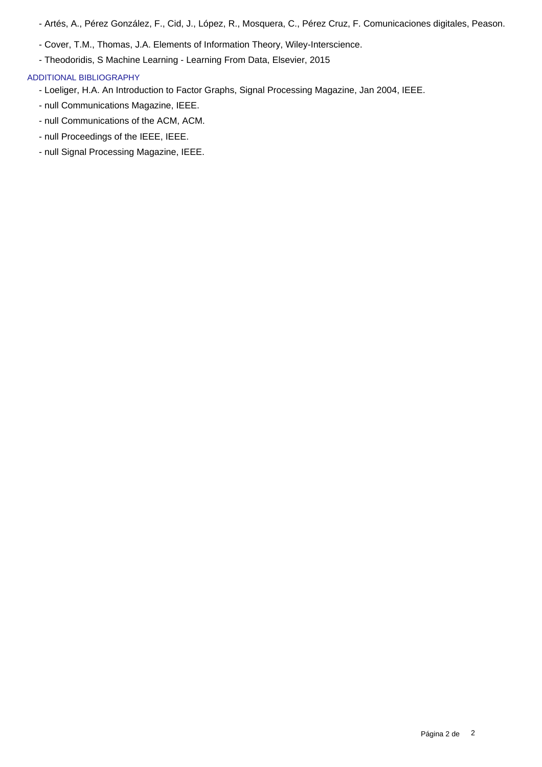- Artés, A., Pérez González, F., Cid, J., López, R., Mosquera, C., Pérez Cruz, F. Comunicaciones digitales, Peason.
- Cover, T.M., Thomas, J.A. Elements of Information Theory, Wiley-Interscience.
- Theodoridis, S Machine Learning - Learning From Data, Elsevier, 2015

## ADDITIONAL BIBLIOGRAPHY

- Loeliger, H.A. An Introduction to Factor Graphs, Signal Processing Magazine, Jan 2004, IEEE.
- null Communications Magazine, IEEE.
- null Communications of the ACM, ACM.
- null Proceedings of the IEEE, IEEE.
- null Signal Processing Magazine, IEEE.